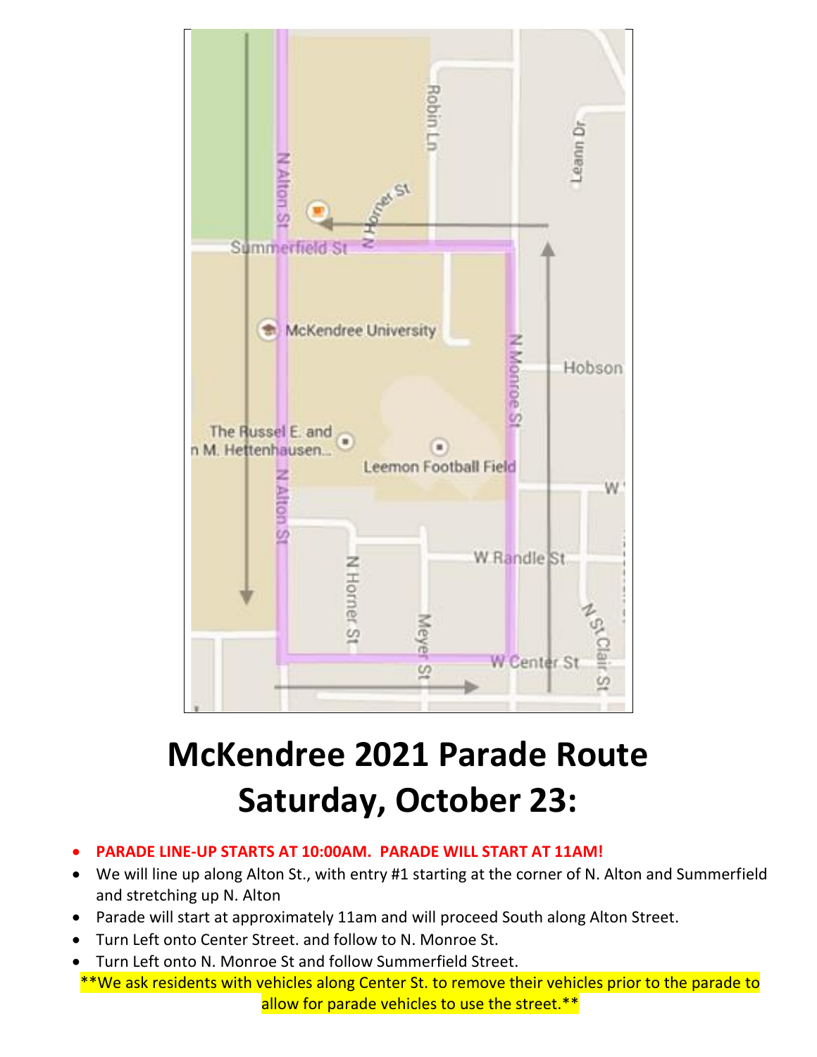# McKendree 2021 Parade Route Saturday, October 23:

- **PARADE LINE-UP STARTS AT 10:00AM. PARADE WILL START AT 11AM!**
- We will line up along Alton St., with entry #1 starting at the corner of N. Alton and Summerfield and stretching up N. Alton
- Parade will start at approximately 11am and will proceed South along Alton Street.
- Turn Left onto Center Street. and follow to N. Monroe St.
- Turn Left onto N. Monroe St and follow Summerfield Street.

**We ask residents with vehicles along Center St. to remove their vehicles prior to the parade to allow for parade vehicles to use the street.**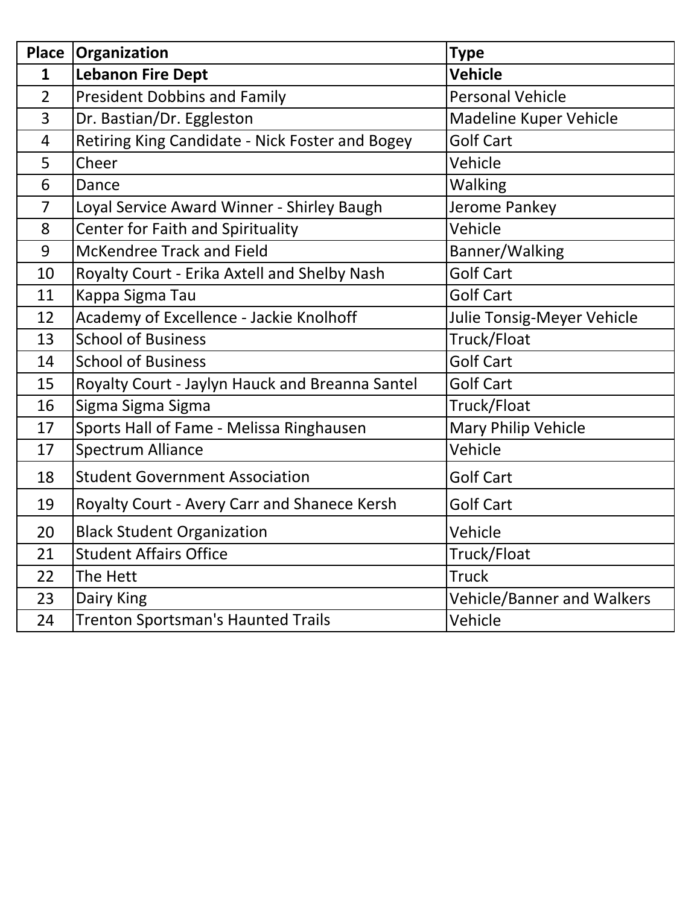| Place | Organization | Type |
| --- | --- | --- |
| **1** | **Lebanon Fire Dept** | **Vehicle** |
| 2 | President Dobbins and Family | Personal Vehicle |
| 3 | Dr. Bastian/Dr. Eggleston | Madeline Kuper Vehicle |
| 4 | Retiring King Candidate - Nick Foster and Bogey | Golf Cart |
| 5 | Cheer | Vehicle |
| 6 | Dance | Walking |
| 7 | Loyal Service Award Winner - Shirley Baugh | Jerome Pankey |
| 8 | Center for Faith and Spirituality | Vehicle |
| 9 | McKendree Track and Field | Banner/Walking |
| 10 | Royalty Court - Erika Axtell and Shelby Nash | Golf Cart |
| 11 | Kappa Sigma Tau | Golf Cart |
| 12 | Academy of Excellence - Jackie Knolhoff | Julie Tonsig-Meyer Vehicle |
| 13 | School of Business | Truck/Float |
| 14 | School of Business | Golf Cart |
| 15 | Royalty Court - Jaylyn Hauck and Breanna Santel | Golf Cart |
| 16 | Sigma Sigma Sigma | Truck/Float |
| 17 | Sports Hall of Fame - Melissa Ringhausen | Mary Philip Vehicle |
| 17 | Spectrum Alliance | Vehicle |
| 18 | Student Government Association | Golf Cart |
| 19 | Royalty Court - Avery Carr and Shanece Kersh | Golf Cart |
| 20 | Black Student Organization | Vehicle |
| 21 | Student Affairs Office | Truck/Float |
| 22 | The Hett | Truck |
| 23 | Dairy King | Vehicle/Banner and Walkers |
| 24 | Trenton Sportsman's Haunted Trails | Vehicle |